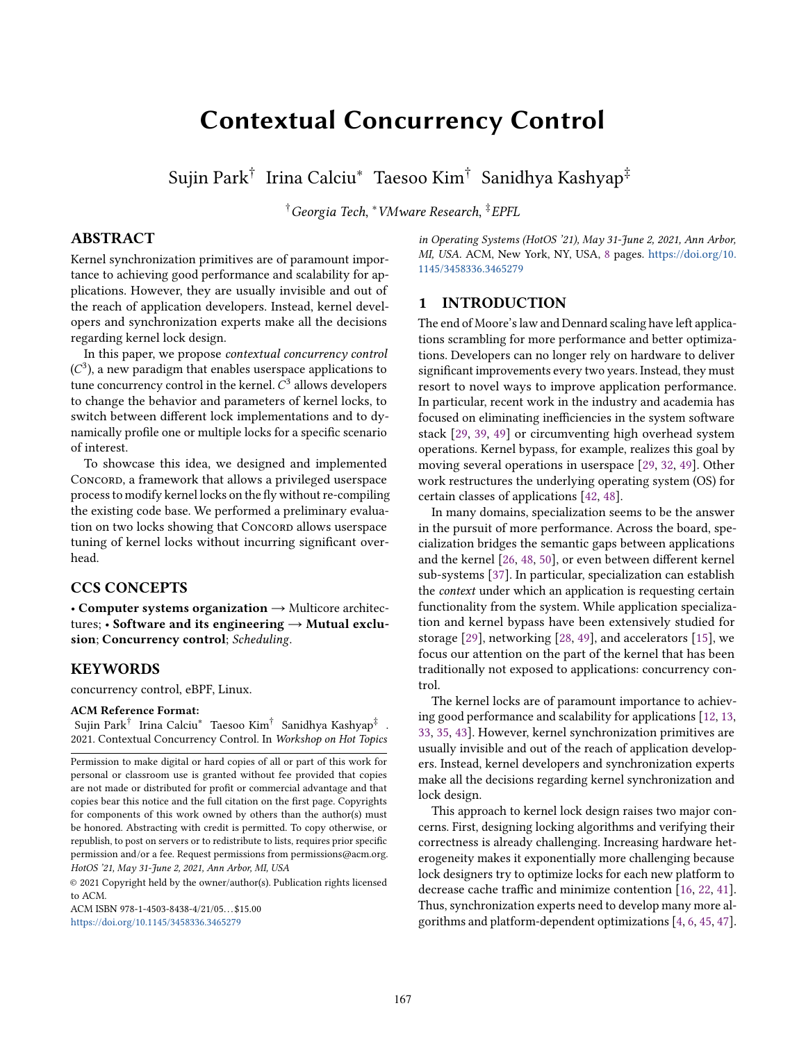# Contextual Concurrency Control

Sujin Park[†] Irina Calciu[*] Taesoo Kim[†] Sanidhya Kashyap[‡]

[†]*Georgia Tech*, [*]*VMware Research*, [‡]*EPFL*

## ABSTRACT

Kernel synchronization primitives are of paramount importance to achieving good performance and scalability for applications. However, they are usually invisible and out of the reach of application developers. Instead, kernel developers and synchronization experts make all the decisions regarding kernel lock design.

In this paper, we propose *contextual concurrency control* ($C^3$), a new paradigm that enables userspace applications to tune concurrency control in the kernel. $C^3$ allows developers to change the behavior and parameters of kernel locks, to switch between different lock implementations and to dynamically profile one or multiple locks for a specific scenario of interest.

To showcase this idea, we designed and implemented Concord, a framework that allows a privileged userspace process to modify kernel locks on the fly without re-compiling the existing code base. We performed a preliminary evaluation on two locks showing that Concord allows userspace tuning of kernel locks without incurring significant overhead.

## CCS CONCEPTS

• **Computer systems organization** → Multicore architectures; • **Software and its engineering** → **Mutual exclusion**; **Concurrency control**; *Scheduling*.

## KEYWORDS

concurrency control, eBPF, Linux.

**ACM Reference Format:**

Sujin Park[†] Irina Calciu[*] Taesoo Kim[†] Sanidhya Kashyap[‡] . 2021. Contextual Concurrency Control. In *Workshop on Hot Topics in Operating Systems (HotOS '21), May 31-June 2, 2021, Ann Arbor, MI, USA.* ACM, New York, NY, USA, 8 pages. https://doi.org/10.1145/3458336.3465279

Permission to make digital or hard copies of all or part of this work for personal or classroom use is granted without fee provided that copies are not made or distributed for profit or commercial advantage and that copies bear this notice and the full citation on the first page. Copyrights for components of this work owned by others than the author(s) must be honored. Abstracting with credit is permitted. To copy otherwise, or republish, to post on servers or to redistribute to lists, requires prior specific permission and/or a fee. Request permissions from permissions@acm.org.
*HotOS '21, May 31-June 2, 2021, Ann Arbor, MI, USA*
© 2021 Copyright held by the owner/author(s). Publication rights licensed to ACM.
ACM ISBN 978-1-4503-8438-4/21/05...$15.00
https://doi.org/10.1145/3458336.3465279

## 1 INTRODUCTION

The end of Moore's law and Dennard scaling have left applications scrambling for more performance and better optimizations. Developers can no longer rely on hardware to deliver significant improvements every two years. Instead, they must resort to novel ways to improve application performance. In particular, recent work in the industry and academia has focused on eliminating inefficiencies in the system software stack [29, 39, 49] or circumventing high overhead system operations. Kernel bypass, for example, realizes this goal by moving several operations in userspace [29, 32, 49]. Other work restructures the underlying operating system (OS) for certain classes of applications [42, 48].

In many domains, specialization seems to be the answer in the pursuit of more performance. Across the board, specialization bridges the semantic gaps between applications and the kernel [26, 48, 50], or even between different kernel sub-systems [37]. In particular, specialization can establish the *context* under which an application is requesting certain functionality from the system. While application specialization and kernel bypass have been extensively studied for storage [29], networking [28, 49], and accelerators [15], we focus our attention on the part of the kernel that has been traditionally not exposed to applications: concurrency control.

The kernel locks are of paramount importance to achieving good performance and scalability for applications [12, 13, 33, 35, 43]. However, kernel synchronization primitives are usually invisible and out of the reach of application developers. Instead, kernel developers and synchronization experts make all the decisions regarding kernel synchronization and lock design.

This approach to kernel lock design raises two major concerns. First, designing locking algorithms and verifying their correctness is already challenging. Increasing hardware heterogeneity makes it exponentially more challenging because lock designers try to optimize locks for each new platform to decrease cache traffic and minimize contention [16, 22, 41]. Thus, synchronization experts need to develop many more algorithms and platform-dependent optimizations [4, 6, 45, 47].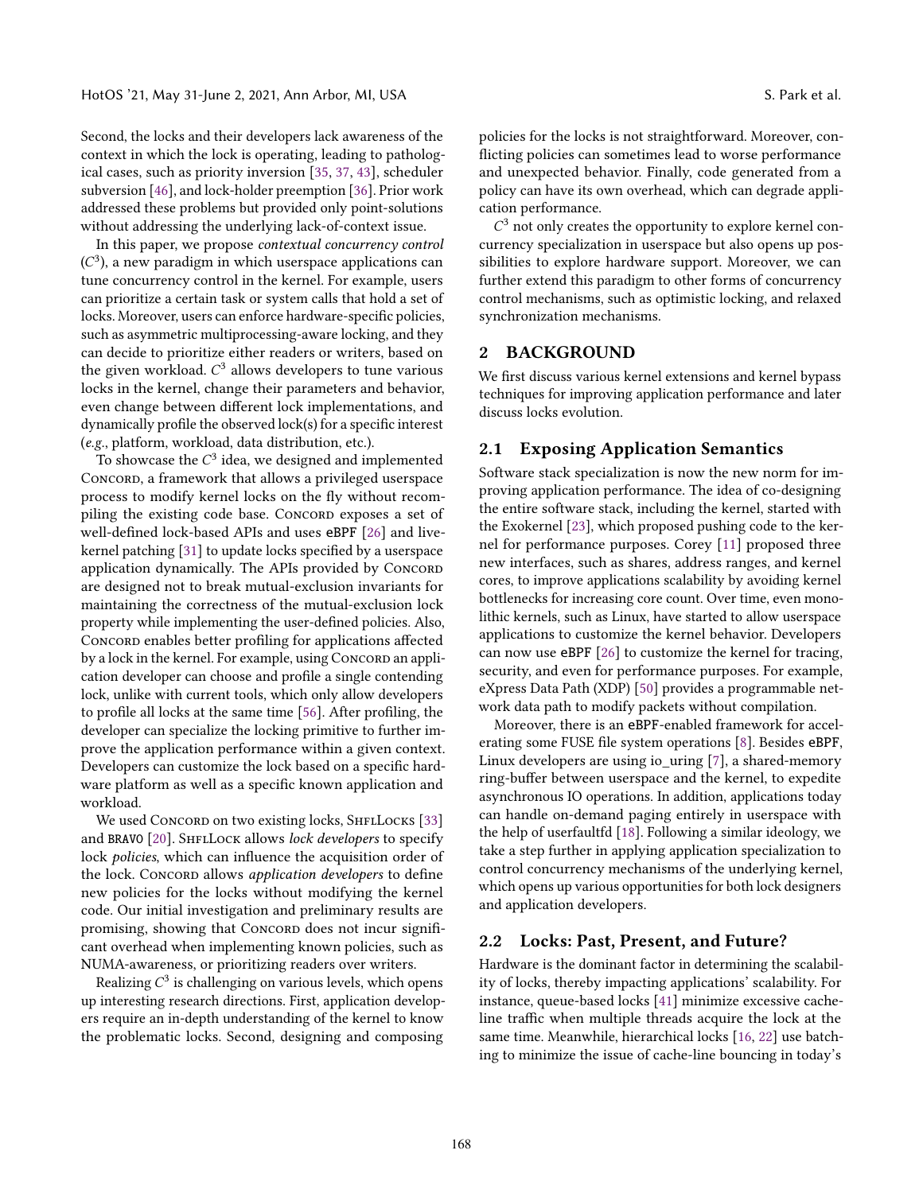Second, the locks and their developers lack awareness of the context in which the lock is operating, leading to pathological cases, such as priority inversion [35, 37, 43], scheduler subversion [46], and lock-holder preemption [36]. Prior work addressed these problems but provided only point-solutions without addressing the underlying lack-of-context issue.

In this paper, we propose *contextual concurrency control* ($C^3$), a new paradigm in which userspace applications can tune concurrency control in the kernel. For example, users can prioritize a certain task or system calls that hold a set of locks. Moreover, users can enforce hardware-specific policies, such as asymmetric multiprocessing-aware locking, and they can decide to prioritize either readers or writers, based on the given workload. $C^3$ allows developers to tune various locks in the kernel, change their parameters and behavior, even change between different lock implementations, and dynamically profile the observed lock(s) for a specific interest (*e.g.*, platform, workload, data distribution, etc.).

To showcase the $C^3$ idea, we designed and implemented Concord, a framework that allows a privileged userspace process to modify kernel locks on the fly without recompiling the existing code base. Concord exposes a set of well-defined lock-based APIs and uses `eBPF` [26] and live-kernel patching [31] to update locks specified by a userspace application dynamically. The APIs provided by Concord are designed not to break mutual-exclusion invariants for maintaining the correctness of the mutual-exclusion lock property while implementing the user-defined policies. Also, Concord enables better profiling for applications affected by a lock in the kernel. For example, using Concord an application developer can choose and profile a single contending lock, unlike with current tools, which only allow developers to profile all locks at the same time [56]. After profiling, the developer can specialize the locking primitive to further improve the application performance within a given context. Developers can customize the lock based on a specific hardware platform as well as a specific known application and workload.

We used Concord on two existing locks, ShflLocks [33] and `BRAVO` [20]. ShflLock allows *lock developers* to specify lock *policies*, which can influence the acquisition order of the lock. Concord allows *application developers* to define new policies for the locks without modifying the kernel code. Our initial investigation and preliminary results are promising, showing that Concord does not incur significant overhead when implementing known policies, such as NUMA-awareness, or prioritizing readers over writers.

Realizing $C^3$ is challenging on various levels, which opens up interesting research directions. First, application developers require an in-depth understanding of the kernel to know the problematic locks. Second, designing and composing policies for the locks is not straightforward. Moreover, conflicting policies can sometimes lead to worse performance and unexpected behavior. Finally, code generated from a policy can have its own overhead, which can degrade application performance.

$C^3$ not only creates the opportunity to explore kernel concurrency specialization in userspace but also opens up possibilities to explore hardware support. Moreover, we can further extend this paradigm to other forms of concurrency control mechanisms, such as optimistic locking, and relaxed synchronization mechanisms.

## 2 BACKGROUND

We first discuss various kernel extensions and kernel bypass techniques for improving application performance and later discuss locks evolution.

### 2.1 Exposing Application Semantics

Software stack specialization is now the new norm for improving application performance. The idea of co-designing the entire software stack, including the kernel, started with the Exokernel [23], which proposed pushing code to the kernel for performance purposes. Corey [11] proposed three new interfaces, such as shares, address ranges, and kernel cores, to improve applications scalability by avoiding kernel bottlenecks for increasing core count. Over time, even monolithic kernels, such as Linux, have started to allow userspace applications to customize the kernel behavior. Developers can now use `eBPF` [26] to customize the kernel for tracing, security, and even for performance purposes. For example, eXpress Data Path (XDP) [50] provides a programmable network data path to modify packets without compilation.

Moreover, there is an `eBPF`-enabled framework for accelerating some FUSE file system operations [8]. Besides `eBPF`, Linux developers are using io_uring [7], a shared-memory ring-buffer between userspace and the kernel, to expedite asynchronous IO operations. In addition, applications today can handle on-demand paging entirely in userspace with the help of userfaultfd [18]. Following a similar ideology, we take a step further in applying application specialization to control concurrency mechanisms of the underlying kernel, which opens up various opportunities for both lock designers and application developers.

### 2.2 Locks: Past, Present, and Future?

Hardware is the dominant factor in determining the scalability of locks, thereby impacting applications' scalability. For instance, queue-based locks [41] minimize excessive cache-line traffic when multiple threads acquire the lock at the same time. Meanwhile, hierarchical locks [16, 22] use batching to minimize the issue of cache-line bouncing in today's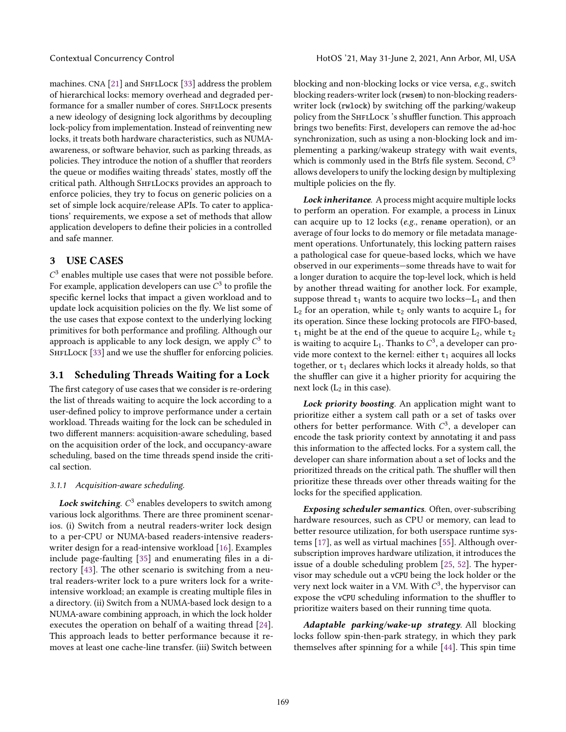machines. CNA [21] and ShflLock [33] address the problem of hierarchical locks: memory overhead and degraded performance for a smaller number of cores. ShflLock presents a new ideology of designing lock algorithms by decoupling lock-policy from implementation. Instead of reinventing new locks, it treats both hardware characteristics, such as NUMA-awareness, or software behavior, such as parking threads, as policies. They introduce the notion of a shuffler that reorders the queue or modifies waiting threads' states, mostly off the critical path. Although ShflLocks provides an approach to enforce policies, they try to focus on generic policies on a set of simple lock acquire/release APIs. To cater to applications' requirements, we expose a set of methods that allow application developers to define their policies in a controlled and safe manner.

## 3 USE CASES

$C^3$ enables multiple use cases that were not possible before. For example, application developers can use $C^3$ to profile the specific kernel locks that impact a given workload and to update lock acquisition policies on the fly. We list some of the use cases that expose context to the underlying locking primitives for both performance and profiling. Although our approach is applicable to any lock design, we apply $C^3$ to ShflLock [33] and we use the shuffler for enforcing policies.

### 3.1 Scheduling Threads Waiting for a Lock

The first category of use cases that we consider is re-ordering the list of threads waiting to acquire the lock according to a user-defined policy to improve performance under a certain workload. Threads waiting for the lock can be scheduled in two different manners: acquisition-aware scheduling, based on the acquisition order of the lock, and occupancy-aware scheduling, based on the time threads spend inside the critical section.

#### 3.1.1 Acquisition-aware scheduling.

***Lock switching***. $C^3$ enables developers to switch among various lock algorithms. There are three prominent scenarios. (i) Switch from a neutral readers-writer lock design to a per-CPU or NUMA-based readers-intensive readers-writer design for a read-intensive workload [16]. Examples include page-faulting [35] and enumerating files in a directory [43]. The other scenario is switching from a neutral readers-writer lock to a pure writers lock for a write-intensive workload; an example is creating multiple files in a directory. (ii) Switch from a NUMA-based lock design to a NUMA-aware combining approach, in which the lock holder executes the operation on behalf of a waiting thread [24]. This approach leads to better performance because it removes at least one cache-line transfer. (iii) Switch between blocking and non-blocking locks or vice versa, *e.g.*, switch blocking readers-writer lock (`rwsem`) to non-blocking readers-writer lock (`rwlock`) by switching off the parking/wakeup policy from the ShflLock 's shuffler function. This approach brings two benefits: First, developers can remove the ad-hoc synchronization, such as using a non-blocking lock and implementing a parking/wakeup strategy with wait events, which is commonly used in the Btrfs file system. Second, $C^3$ allows developers to unify the locking design by multiplexing multiple policies on the fly.

***Lock inheritance***. A process might acquire multiple locks to perform an operation. For example, a process in Linux can acquire up to 12 locks (*e.g.*, `rename` operation), or an average of four locks to do memory or file metadata management operations. Unfortunately, this locking pattern raises a pathological case for queue-based locks, which we have observed in our experiments—some threads have to wait for a longer duration to acquire the top-level lock, which is held by another thread waiting for another lock. For example, suppose thread $t_1$ wants to acquire two locks—$L_1$ and then $L_2$ for an operation, while $t_2$ only wants to acquire $L_1$ for its operation. Since these locking protocols are FIFO-based, $t_1$ might be at the end of the queue to acquire $L_2$, while $t_2$ is waiting to acquire $L_1$. Thanks to $C^3$, a developer can provide more context to the kernel: either $t_1$ acquires all locks together, or $t_1$ declares which locks it already holds, so that the shuffler can give it a higher priority for acquiring the next lock ($L_2$ in this case).

***Lock priority boosting***. An application might want to prioritize either a system call path or a set of tasks over others for better performance. With $C^3$, a developer can encode the task priority context by annotating it and pass this information to the affected locks. For a system call, the developer can share information about a set of locks and the prioritized threads on the critical path. The shuffler will then prioritize these threads over other threads waiting for the locks for the specified application.

***Exposing scheduler semantics***. Often, over-subscribing hardware resources, such as CPU or memory, can lead to better resource utilization, for both userspace runtime systems [17], as well as virtual machines [55]. Although over-subscription improves hardware utilization, it introduces the issue of a double scheduling problem [25, 52]. The hypervisor may schedule out a `vCPU` being the lock holder or the very next lock waiter in a VM. With $C^3$, the hypervisor can expose the `vCPU` scheduling information to the shuffler to prioritize waiters based on their running time quota.

***Adaptable parking/wake-up strategy***. All blocking locks follow spin-then-park strategy, in which they park themselves after spinning for a while [44]. This spin time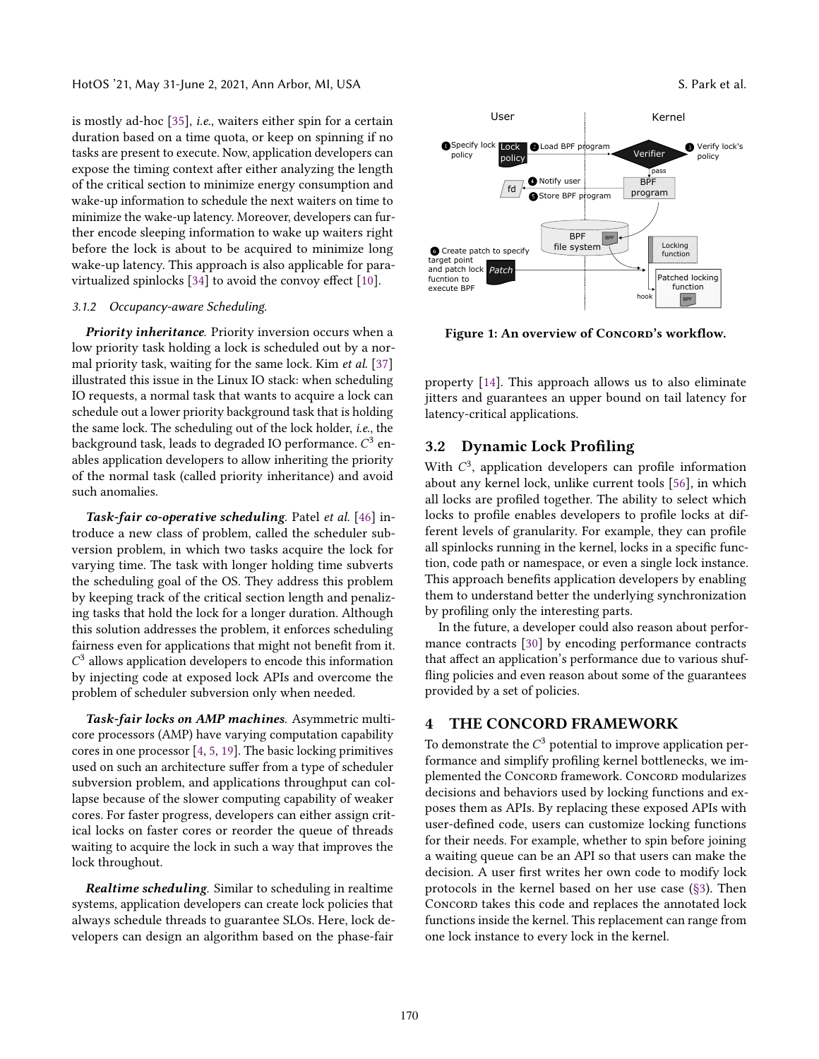is mostly ad-hoc [35], *i.e.*, waiters either spin for a certain duration based on a time quota, or keep on spinning if no tasks are present to execute. Now, application developers can expose the timing context after either analyzing the length of the critical section to minimize energy consumption and wake-up information to schedule the next waiters on time to minimize the wake-up latency. Moreover, developers can further encode sleeping information to wake up waiters right before the lock is about to be acquired to minimize long wake-up latency. This approach is also applicable for para-virtualized spinlocks [34] to avoid the convoy effect [10].

#### 3.1.2 Occupancy-aware Scheduling.

***Priority inheritance.*** Priority inversion occurs when a low priority task holding a lock is scheduled out by a normal priority task, waiting for the same lock. Kim *et al.* [37] illustrated this issue in the Linux IO stack: when scheduling IO requests, a normal task that wants to acquire a lock can schedule out a lower priority background task that is holding the same lock. The scheduling out of the lock holder, *i.e.*, the background task, leads to degraded IO performance. $C^3$ enables application developers to allow inheriting the priority of the normal task (called priority inheritance) and avoid such anomalies.

***Task-fair co-operative scheduling.*** Patel *et al.* [46] introduce a new class of problem, called the scheduler subversion problem, in which two tasks acquire the lock for varying time. The task with longer holding time subverts the scheduling goal of the OS. They address this problem by keeping track of the critical section length and penalizing tasks that hold the lock for a longer duration. Although this solution addresses the problem, it enforces scheduling fairness even for applications that might not benefit from it. $C^3$ allows application developers to encode this information by injecting code at exposed lock APIs and overcome the problem of scheduler subversion only when needed.

***Task-fair locks on AMP machines.*** Asymmetric multicore processors (AMP) have varying computation capability cores in one processor [4, 5, 19]. The basic locking primitives used on such an architecture suffer from a type of scheduler subversion problem, and applications throughput can collapse because of the slower computing capability of weaker cores. For faster progress, developers can either assign critical locks on faster cores or reorder the queue of threads waiting to acquire the lock in such a way that improves the lock throughout.

***Realtime scheduling.*** Similar to scheduling in realtime systems, application developers can create lock policies that always schedule threads to guarantee SLOs. Here, lock developers can design an algorithm based on the phase-fair property [14]. This approach allows us to also eliminate jitters and guarantees an upper bound on tail latency for latency-critical applications.

**Figure 1: An overview of CONCORD's workflow.**

## 3.2 Dynamic Lock Profiling

With $C^3$, application developers can profile information about any kernel lock, unlike current tools [56], in which all locks are profiled together. The ability to select which locks to profile enables developers to profile locks at different levels of granularity. For example, they can profile all spinlocks running in the kernel, locks in a specific function, code path or namespace, or even a single lock instance. This approach benefits application developers by enabling them to understand better the underlying synchronization by profiling only the interesting parts.

In the future, a developer could also reason about performance contracts [30] by encoding performance contracts that affect an application's performance due to various shuffling policies and even reason about some of the guarantees provided by a set of policies.

# 4 THE CONCORD FRAMEWORK

To demonstrate the $C^3$ potential to improve application performance and simplify profiling kernel bottlenecks, we implemented the CONCORD framework. CONCORD modularizes decisions and behaviors used by locking functions and exposes them as APIs. By replacing these exposed APIs with user-defined code, users can customize locking functions for their needs. For example, whether to spin before joining a waiting queue can be an API so that users can make the decision. A user first writes her own code to modify lock protocols in the kernel based on her use case (§3). Then CONCORD takes this code and replaces the annotated lock functions inside the kernel. This replacement can range from one lock instance to every lock in the kernel.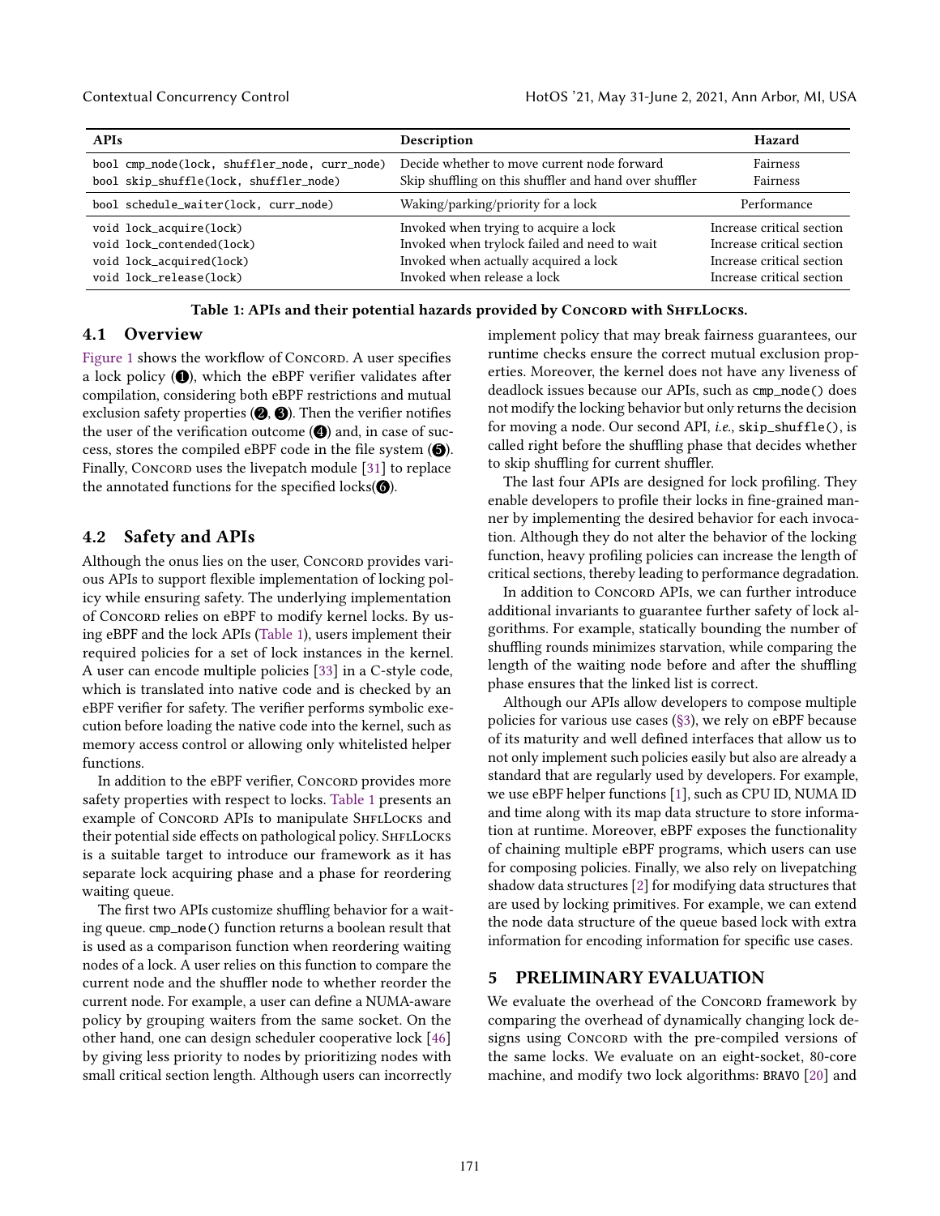| APIs | Description | Hazard |
|---|---|---|
| `bool cmp_node(lock, shuffler_node, curr_node)` | Decide whether to move current node forward | Fairness |
| `bool skip_shuffle(lock, shuffler_node)` | Skip shuffling on this shuffler and hand over shuffler | Fairness |
| `bool schedule_waiter(lock, curr_node)` | Waking/parking/priority for a lock | Performance |
| `void lock_acquire(lock)` | Invoked when trying to acquire a lock | Increase critical section |
| `void lock_contended(lock)` | Invoked when trylock failed and need to wait | Increase critical section |
| `void lock_acquired(lock)` | Invoked when actually acquired a lock | Increase critical section |
| `void lock_release(lock)` | Invoked when release a lock | Increase critical section |

**Table 1: APIs and their potential hazards provided by Concord with ShflLocks.**

## 4.1 Overview

Figure 1 shows the workflow of Concord. A user specifies a lock policy (❶), which the eBPF verifier validates after compilation, considering both eBPF restrictions and mutual exclusion safety properties (❷, ❸). Then the verifier notifies the user of the verification outcome (❹) and, in case of success, stores the compiled eBPF code in the file system (❺). Finally, Concord uses the livepatch module [31] to replace the annotated functions for the specified locks(❻).

## 4.2 Safety and APIs

Although the onus lies on the user, Concord provides various APIs to support flexible implementation of locking policy while ensuring safety. The underlying implementation of Concord relies on eBPF to modify kernel locks. By using eBPF and the lock APIs (Table 1), users implement their required policies for a set of lock instances in the kernel. A user can encode multiple policies [33] in a C-style code, which is translated into native code and is checked by an eBPF verifier for safety. The verifier performs symbolic execution before loading the native code into the kernel, such as memory access control or allowing only whitelisted helper functions.

In addition to the eBPF verifier, Concord provides more safety properties with respect to locks. Table 1 presents an example of Concord APIs to manipulate ShflLocks and their potential side effects on pathological policy. ShflLocks is a suitable target to introduce our framework as it has separate lock acquiring phase and a phase for reordering waiting queue.

The first two APIs customize shuffling behavior for a waiting queue. `cmp_node()` function returns a boolean result that is used as a comparison function when reordering waiting nodes of a lock. A user relies on this function to compare the current node and the shuffler node to whether reorder the current node. For example, a user can define a NUMA-aware policy by grouping waiters from the same socket. On the other hand, one can design scheduler cooperative lock [46] by giving less priority to nodes by prioritizing nodes with small critical section length. Although users can incorrectly implement policy that may break fairness guarantees, our runtime checks ensure the correct mutual exclusion properties. Moreover, the kernel does not have any liveness of deadlock issues because our APIs, such as `cmp_node()` does not modify the locking behavior but only returns the decision for moving a node. Our second API, *i.e.*, `skip_shuffle()`, is called right before the shuffling phase that decides whether to skip shuffling for current shuffler.

The last four APIs are designed for lock profiling. They enable developers to profile their locks in fine-grained manner by implementing the desired behavior for each invocation. Although they do not alter the behavior of the locking function, heavy profiling policies can increase the length of critical sections, thereby leading to performance degradation.

In addition to Concord APIs, we can further introduce additional invariants to guarantee further safety of lock algorithms. For example, statically bounding the number of shuffling rounds minimizes starvation, while comparing the length of the waiting node before and after the shuffling phase ensures that the linked list is correct.

Although our APIs allow developers to compose multiple policies for various use cases (§3), we rely on eBPF because of its maturity and well defined interfaces that allow us to not only implement such policies easily but also are already a standard that are regularly used by developers. For example, we use eBPF helper functions [1], such as CPU ID, NUMA ID and time along with its map data structure to store information at runtime. Moreover, eBPF exposes the functionality of chaining multiple eBPF programs, which users can use for composing policies. Finally, we also rely on livepatching shadow data structures [2] for modifying data structures that are used by locking primitives. For example, we can extend the node data structure of the queue based lock with extra information for encoding information for specific use cases.

# 5 PRELIMINARY EVALUATION

We evaluate the overhead of the Concord framework by comparing the overhead of dynamically changing lock designs using Concord with the pre-compiled versions of the same locks. We evaluate on an eight-socket, 80-core machine, and modify two lock algorithms: `BRAVO` [20] and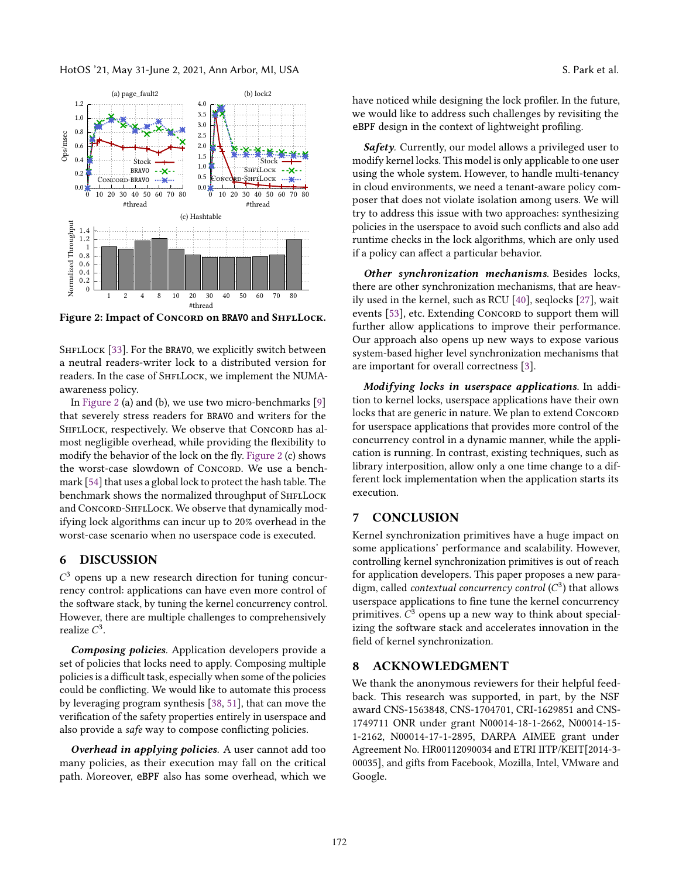Figure 2: Impact of Concord on BRAVO and ShflLock.

ShflLock [33]. For the BRAVO, we explicitly switch between a neutral readers-writer lock to a distributed version for readers. In the case of ShflLock, we implement the NUMA-awareness policy.

In Figure 2 (a) and (b), we use two micro-benchmarks [9] that severely stress readers for BRAVO and writers for the ShflLock, respectively. We observe that Concord has almost negligible overhead, while providing the flexibility to modify the behavior of the lock on the fly. Figure 2 (c) shows the worst-case slowdown of Concord. We use a benchmark [54] that uses a global lock to protect the hash table. The benchmark shows the normalized throughput of ShflLock and Concord-ShflLock. We observe that dynamically modifying lock algorithms can incur up to 20% overhead in the worst-case scenario when no userspace code is executed.

## 6 DISCUSSION

$C^3$ opens up a new research direction for tuning concurrency control: applications can have even more control of the software stack, by tuning the kernel concurrency control. However, there are multiple challenges to comprehensively realize $C^3$.

***Composing policies.*** Application developers provide a set of policies that locks need to apply. Composing multiple policies is a difficult task, especially when some of the policies could be conflicting. We would like to automate this process by leveraging program synthesis [38, 51], that can move the verification of the safety properties entirely in userspace and also provide a *safe* way to compose conflicting policies.

***Overhead in applying policies.*** A user cannot add too many policies, as their execution may fall on the critical path. Moreover, eBPF also has some overhead, which we have noticed while designing the lock profiler. In the future, we would like to address such challenges by revisiting the eBPF design in the context of lightweight profiling.

***Safety.*** Currently, our model allows a privileged user to modify kernel locks. This model is only applicable to one user using the whole system. However, to handle multi-tenancy in cloud environments, we need a tenant-aware policy composer that does not violate isolation among users. We will try to address this issue with two approaches: synthesizing policies in the userspace to avoid such conflicts and also add runtime checks in the lock algorithms, which are only used if a policy can affect a particular behavior.

***Other synchronization mechanisms.*** Besides locks, there are other synchronization mechanisms, that are heavily used in the kernel, such as RCU [40], seqlocks [27], wait events [53], etc. Extending Concord to support them will further allow applications to improve their performance. Our approach also opens up new ways to expose various system-based higher level synchronization mechanisms that are important for overall correctness [3].

***Modifying locks in userspace applications.*** In addition to kernel locks, userspace applications have their own locks that are generic in nature. We plan to extend Concord for userspace applications that provides more control of the concurrency control in a dynamic manner, while the application is running. In contrast, existing techniques, such as library interposition, allow only a one time change to a different lock implementation when the application starts its execution.

## 7 CONCLUSION

Kernel synchronization primitives have a huge impact on some applications' performance and scalability. However, controlling kernel synchronization primitives is out of reach for application developers. This paper proposes a new paradigm, called *contextual concurrency control* ($C^3$) that allows userspace applications to fine tune the kernel concurrency primitives. $C^3$ opens up a new way to think about specializing the software stack and accelerates innovation in the field of kernel synchronization.

## 8 ACKNOWLEDGMENT

We thank the anonymous reviewers for their helpful feedback. This research was supported, in part, by the NSF award CNS-1563848, CNS-1704701, CRI-1629851 and CNS-1749711 ONR under grant N00014-18-1-2662, N00014-15-1-2162, N00014-17-1-2895, DARPA AIMEE grant under Agreement No. HR00112090034 and ETRI IITP/KEIT[2014-3-00035], and gifts from Facebook, Mozilla, Intel, VMware and Google.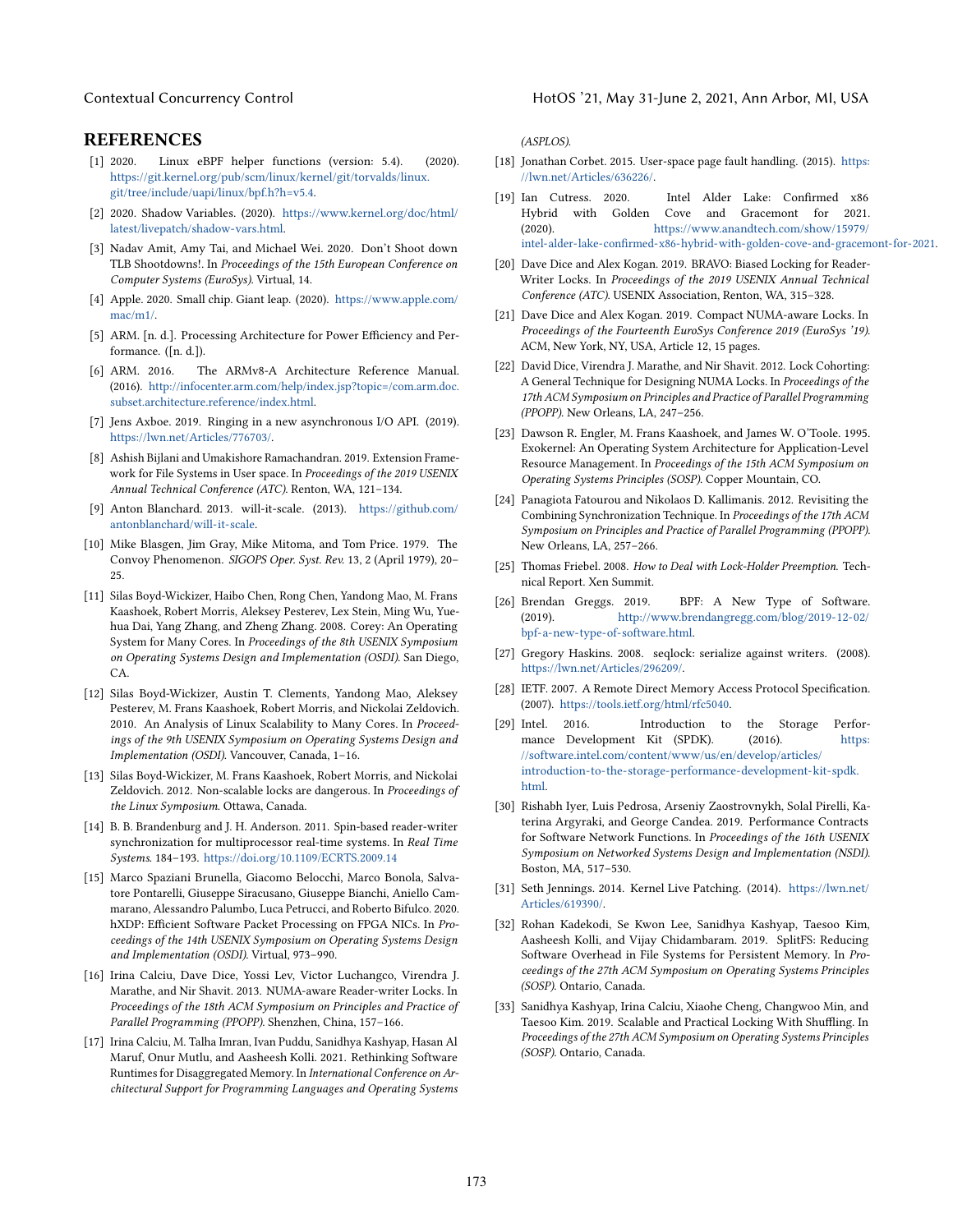## REFERENCES

[1] 2020. Linux eBPF helper functions (version: 5.4). (2020). https://git.kernel.org/pub/scm/linux/kernel/git/torvalds/linux.git/tree/include/uapi/linux/bpf.h?h=v5.4.

[2] 2020. Shadow Variables. (2020). https://www.kernel.org/doc/html/latest/livepatch/shadow-vars.html.

[3] Nadav Amit, Amy Tai, and Michael Wei. 2020. Don't Shoot down TLB Shootdowns!. In *Proceedings of the 15th European Conference on Computer Systems (EuroSys)*. Virtual, 14.

[4] Apple. 2020. Small chip. Giant leap. (2020). https://www.apple.com/mac/m1/.

[5] ARM. [n. d.]. Processing Architecture for Power Efficiency and Performance. ([n. d.]).

[6] ARM. 2016. The ARMv8-A Architecture Reference Manual. (2016). http://infocenter.arm.com/help/index.jsp?topic=/com.arm.doc.subset.architecture.reference/index.html.

[7] Jens Axboe. 2019. Ringing in a new asynchronous I/O API. (2019). https://lwn.net/Articles/776703/.

[8] Ashish Bijlani and Umakishore Ramachandran. 2019. Extension Framework for File Systems in User space. In *Proceedings of the 2019 USENIX Annual Technical Conference (ATC)*. Renton, WA, 121–134.

[9] Anton Blanchard. 2013. will-it-scale. (2013). https://github.com/antonblanchard/will-it-scale.

[10] Mike Blasgen, Jim Gray, Mike Mitoma, and Tom Price. 1979. The Convoy Phenomenon. *SIGOPS Oper. Syst. Rev.* 13, 2 (April 1979), 20–25.

[11] Silas Boyd-Wickizer, Haibo Chen, Rong Chen, Yandong Mao, M. Frans Kaashoek, Robert Morris, Aleksey Pesterev, Lex Stein, Ming Wu, Yuehua Dai, Yang Zhang, and Zheng Zhang. 2008. Corey: An Operating System for Many Cores. In *Proceedings of the 8th USENIX Symposium on Operating Systems Design and Implementation (OSDI)*. San Diego, CA.

[12] Silas Boyd-Wickizer, Austin T. Clements, Yandong Mao, Aleksey Pesterev, M. Frans Kaashoek, Robert Morris, and Nickolai Zeldovich. 2010. An Analysis of Linux Scalability to Many Cores. In *Proceedings of the 9th USENIX Symposium on Operating Systems Design and Implementation (OSDI)*. Vancouver, Canada, 1–16.

[13] Silas Boyd-Wickizer, M. Frans Kaashoek, Robert Morris, and Nickolai Zeldovich. 2012. Non-scalable locks are dangerous. In *Proceedings of the Linux Symposium*. Ottawa, Canada.

[14] B. B. Brandenburg and J. H. Anderson. 2011. Spin-based reader-writer synchronization for multiprocessor real-time systems. In *Real Time Systems*. 184–193. https://doi.org/10.1109/ECRTS.2009.14

[15] Marco Spaziani Brunella, Giacomo Belocchi, Marco Bonola, Salvatore Pontarelli, Giuseppe Siracusano, Giuseppe Bianchi, Aniello Cammarano, Alessandro Palumbo, Luca Petrucci, and Roberto Bifulco. 2020. hXDP: Efficient Software Packet Processing on FPGA NICs. In *Proceedings of the 14th USENIX Symposium on Operating Systems Design and Implementation (OSDI)*. Virtual, 973–990.

[16] Irina Calciu, Dave Dice, Yossi Lev, Victor Luchangco, Virendra J. Marathe, and Nir Shavit. 2013. NUMA-aware Reader-writer Locks. In *Proceedings of the 18th ACM Symposium on Principles and Practice of Parallel Programming (PPOPP)*. Shenzhen, China, 157–166.

[17] Irina Calciu, M. Talha Imran, Ivan Puddu, Sanidhya Kashyap, Hasan Al Maruf, Onur Mutlu, and Aasheesh Kolli. 2021. Rethinking Software Runtimes for Disaggregated Memory. In *International Conference on Architectural Support for Programming Languages and Operating Systems (ASPLOS)*.

[18] Jonathan Corbet. 2015. User-space page fault handling. (2015). https://lwn.net/Articles/636226/.

[19] Ian Cutress. 2020. Intel Alder Lake: Confirmed x86 Hybrid with Golden Cove and Gracemont for 2021. (2020). https://www.anandtech.com/show/15979/intel-alder-lake-confirmed-x86-hybrid-with-golden-cove-and-gracemont-for-2021.

[20] Dave Dice and Alex Kogan. 2019. BRAVO: Biased Locking for Reader-Writer Locks. In *Proceedings of the 2019 USENIX Annual Technical Conference (ATC)*. USENIX Association, Renton, WA, 315–328.

[21] Dave Dice and Alex Kogan. 2019. Compact NUMA-aware Locks. In *Proceedings of the Fourteenth EuroSys Conference 2019 (EuroSys '19)*. ACM, New York, NY, USA, Article 12, 15 pages.

[22] David Dice, Virendra J. Marathe, and Nir Shavit. 2012. Lock Cohorting: A General Technique for Designing NUMA Locks. In *Proceedings of the 17th ACM Symposium on Principles and Practice of Parallel Programming (PPOPP)*. New Orleans, LA, 247–256.

[23] Dawson R. Engler, M. Frans Kaashoek, and James W. O'Toole. 1995. Exokernel: An Operating System Architecture for Application-Level Resource Management. In *Proceedings of the 15th ACM Symposium on Operating Systems Principles (SOSP)*. Copper Mountain, CO.

[24] Panagiota Fatourou and Nikolaos D. Kallimanis. 2012. Revisiting the Combining Synchronization Technique. In *Proceedings of the 17th ACM Symposium on Principles and Practice of Parallel Programming (PPOPP)*. New Orleans, LA, 257–266.

[25] Thomas Friebel. 2008. *How to Deal with Lock-Holder Preemption*. Technical Report. Xen Summit.

[26] Brendan Greggs. 2019. BPF: A New Type of Software. (2019). http://www.brendangregg.com/blog/2019-12-02/bpf-a-new-type-of-software.html.

[27] Gregory Haskins. 2008. seqlock: serialize against writers. (2008). https://lwn.net/Articles/296209/.

[28] IETF. 2007. A Remote Direct Memory Access Protocol Specification. (2007). https://tools.ietf.org/html/rfc5040.

[29] Intel. 2016. Introduction to the Storage Performance Development Kit (SPDK). (2016). https://software.intel.com/content/www/us/en/develop/articles/introduction-to-the-storage-performance-development-kit-spdk.html.

[30] Rishabh Iyer, Luis Pedrosa, Arseniy Zaostrovnykh, Solal Pirelli, Katerina Argyraki, and George Candea. 2019. Performance Contracts for Software Network Functions. In *Proceedings of the 16th USENIX Symposium on Networked Systems Design and Implementation (NSDI)*. Boston, MA, 517–530.

[31] Seth Jennings. 2014. Kernel Live Patching. (2014). https://lwn.net/Articles/619390/.

[32] Rohan Kadekodi, Se Kwon Lee, Sanidhya Kashyap, Taesoo Kim, Aasheesh Kolli, and Vijay Chidambaram. 2019. SplitFS: Reducing Software Overhead in File Systems for Persistent Memory. In *Proceedings of the 27th ACM Symposium on Operating Systems Principles (SOSP)*. Ontario, Canada.

[33] Sanidhya Kashyap, Irina Calciu, Xiaohe Cheng, Changwoo Min, and Taesoo Kim. 2019. Scalable and Practical Locking With Shuffling. In *Proceedings of the 27th ACM Symposium on Operating Systems Principles (SOSP)*. Ontario, Canada.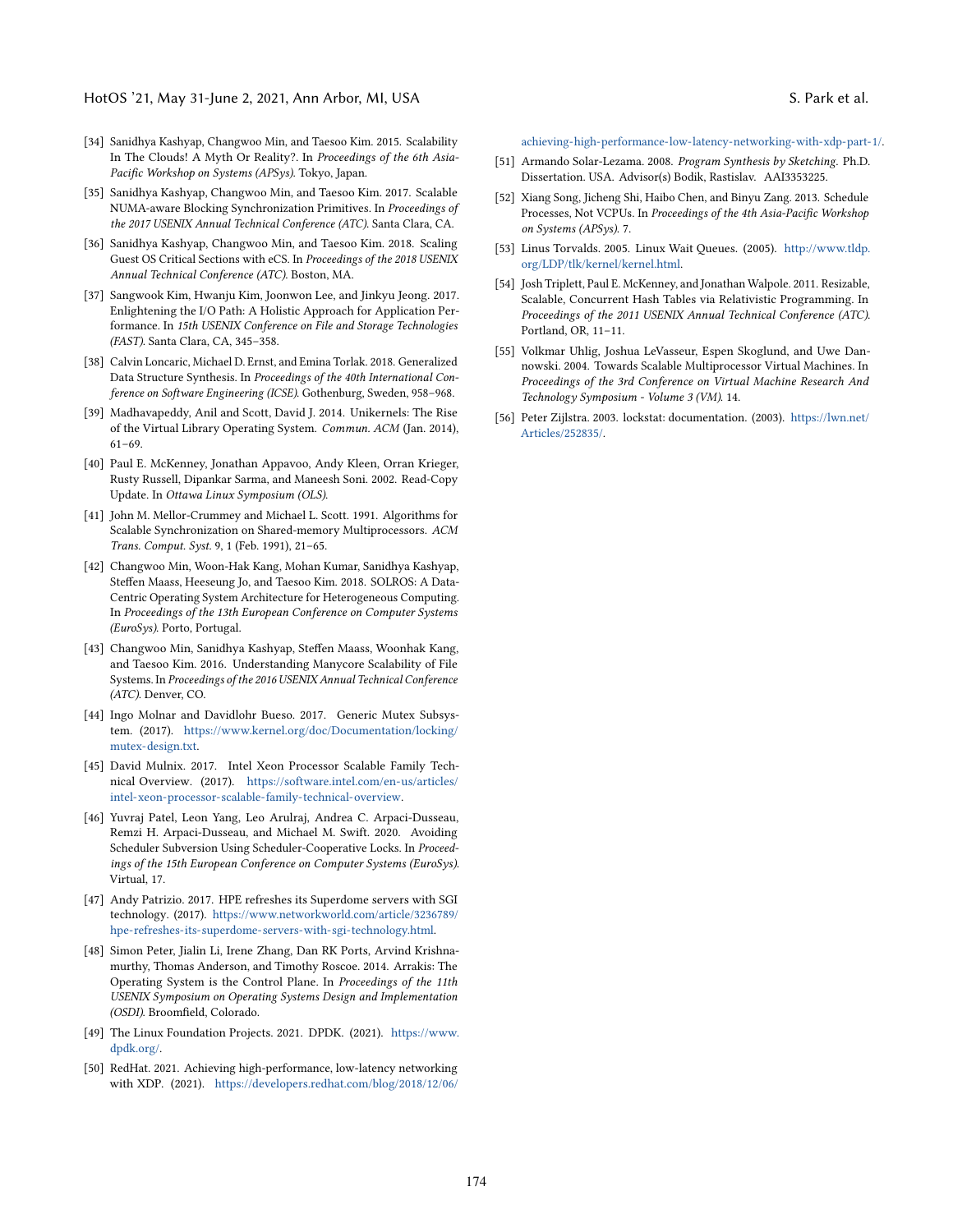[34] Sanidhya Kashyap, Changwoo Min, and Taesoo Kim. 2015. Scalability In The Clouds! A Myth Or Reality?. In *Proceedings of the 6th Asia-Pacific Workshop on Systems (APSys)*. Tokyo, Japan.

[35] Sanidhya Kashyap, Changwoo Min, and Taesoo Kim. 2017. Scalable NUMA-aware Blocking Synchronization Primitives. In *Proceedings of the 2017 USENIX Annual Technical Conference (ATC)*. Santa Clara, CA.

[36] Sanidhya Kashyap, Changwoo Min, and Taesoo Kim. 2018. Scaling Guest OS Critical Sections with eCS. In *Proceedings of the 2018 USENIX Annual Technical Conference (ATC)*. Boston, MA.

[37] Sangwook Kim, Hwanju Kim, Joonwon Lee, and Jinkyu Jeong. 2017. Enlightening the I/O Path: A Holistic Approach for Application Performance. In *15th USENIX Conference on File and Storage Technologies (FAST)*. Santa Clara, CA, 345–358.

[38] Calvin Loncaric, Michael D. Ernst, and Emina Torlak. 2018. Generalized Data Structure Synthesis. In *Proceedings of the 40th International Conference on Software Engineering (ICSE)*. Gothenburg, Sweden, 958–968.

[39] Madhavapeddy, Anil and Scott, David J. 2014. Unikernels: The Rise of the Virtual Library Operating System. *Commun. ACM* (Jan. 2014), 61–69.

[40] Paul E. McKenney, Jonathan Appavoo, Andy Kleen, Orran Krieger, Rusty Russell, Dipankar Sarma, and Maneesh Soni. 2002. Read-Copy Update. In *Ottawa Linux Symposium (OLS)*.

[41] John M. Mellor-Crummey and Michael L. Scott. 1991. Algorithms for Scalable Synchronization on Shared-memory Multiprocessors. *ACM Trans. Comput. Syst.* 9, 1 (Feb. 1991), 21–65.

[42] Changwoo Min, Woon-Hak Kang, Mohan Kumar, Sanidhya Kashyap, Steffen Maass, Heeseung Jo, and Taesoo Kim. 2018. SOLROS: A Data-Centric Operating System Architecture for Heterogeneous Computing. In *Proceedings of the 13th European Conference on Computer Systems (EuroSys)*. Porto, Portugal.

[43] Changwoo Min, Sanidhya Kashyap, Steffen Maass, Woonhak Kang, and Taesoo Kim. 2016. Understanding Manycore Scalability of File Systems. In *Proceedings of the 2016 USENIX Annual Technical Conference (ATC)*. Denver, CO.

[44] Ingo Molnar and Davidlohr Bueso. 2017. Generic Mutex Subsystem. (2017). https://www.kernel.org/doc/Documentation/locking/mutex-design.txt.

[45] David Mulnix. 2017. Intel Xeon Processor Scalable Family Technical Overview. (2017). https://software.intel.com/en-us/articles/intel-xeon-processor-scalable-family-technical-overview.

[46] Yuvraj Patel, Leon Yang, Leo Arulraj, Andrea C. Arpaci-Dusseau, Remzi H. Arpaci-Dusseau, and Michael M. Swift. 2020. Avoiding Scheduler Subversion Using Scheduler-Cooperative Locks. In *Proceedings of the 15th European Conference on Computer Systems (EuroSys)*. Virtual, 17.

[47] Andy Patrizio. 2017. HPE refreshes its Superdome servers with SGI technology. (2017). https://www.networkworld.com/article/3236789/hpe-refreshes-its-superdome-servers-with-sgi-technology.html.

[48] Simon Peter, Jialin Li, Irene Zhang, Dan RK Ports, Arvind Krishnamurthy, Thomas Anderson, and Timothy Roscoe. 2014. Arrakis: The Operating System is the Control Plane. In *Proceedings of the 11th USENIX Symposium on Operating Systems Design and Implementation (OSDI)*. Broomfield, Colorado.

[49] The Linux Foundation Projects. 2021. DPDK. (2021). https://www.dpdk.org/.

[50] RedHat. 2021. Achieving high-performance, low-latency networking with XDP. (2021). https://developers.redhat.com/blog/2018/12/06/achieving-high-performance-low-latency-networking-with-xdp-part-1/.

[51] Armando Solar-Lezama. 2008. *Program Synthesis by Sketching*. Ph.D. Dissertation. USA. Advisor(s) Bodik, Rastislav. AAI3353225.

[52] Xiang Song, Jicheng Shi, Haibo Chen, and Binyu Zang. 2013. Schedule Processes, Not VCPUs. In *Proceedings of the 4th Asia-Pacific Workshop on Systems (APSys)*. 7.

[53] Linus Torvalds. 2005. Linux Wait Queues. (2005). http://www.tldp.org/LDP/tlk/kernel/kernel.html.

[54] Josh Triplett, Paul E. McKenney, and Jonathan Walpole. 2011. Resizable, Scalable, Concurrent Hash Tables via Relativistic Programming. In *Proceedings of the 2011 USENIX Annual Technical Conference (ATC)*. Portland, OR, 11–11.

[55] Volkmar Uhlig, Joshua LeVasseur, Espen Skoglund, and Uwe Dannowski. 2004. Towards Scalable Multiprocessor Virtual Machines. In *Proceedings of the 3rd Conference on Virtual Machine Research And Technology Symposium - Volume 3 (VM)*. 14.

[56] Peter Zijlstra. 2003. lockstat: documentation. (2003). https://lwn.net/Articles/252835/.